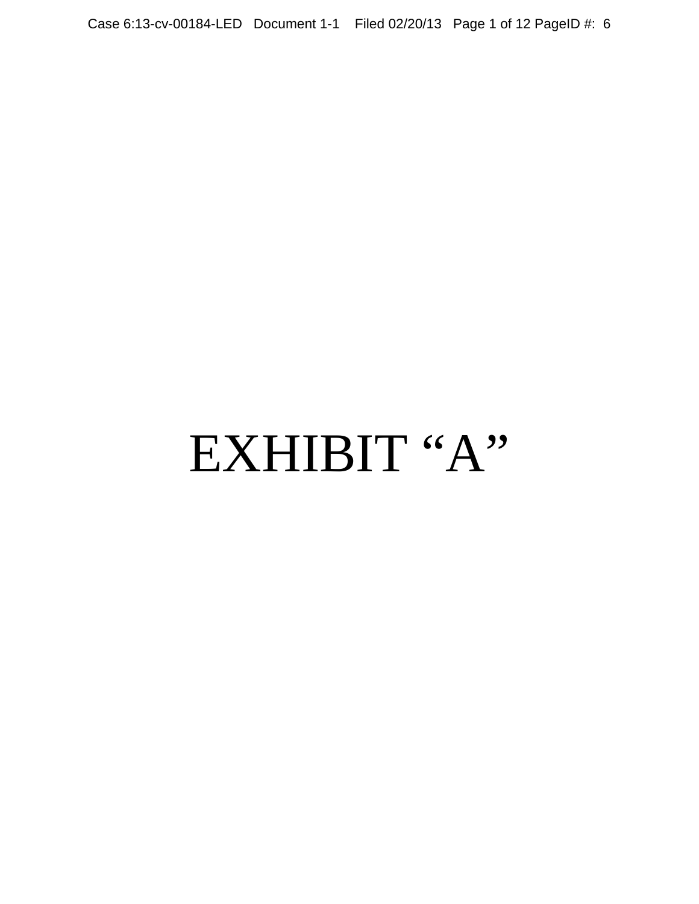# EXHIBIT "A"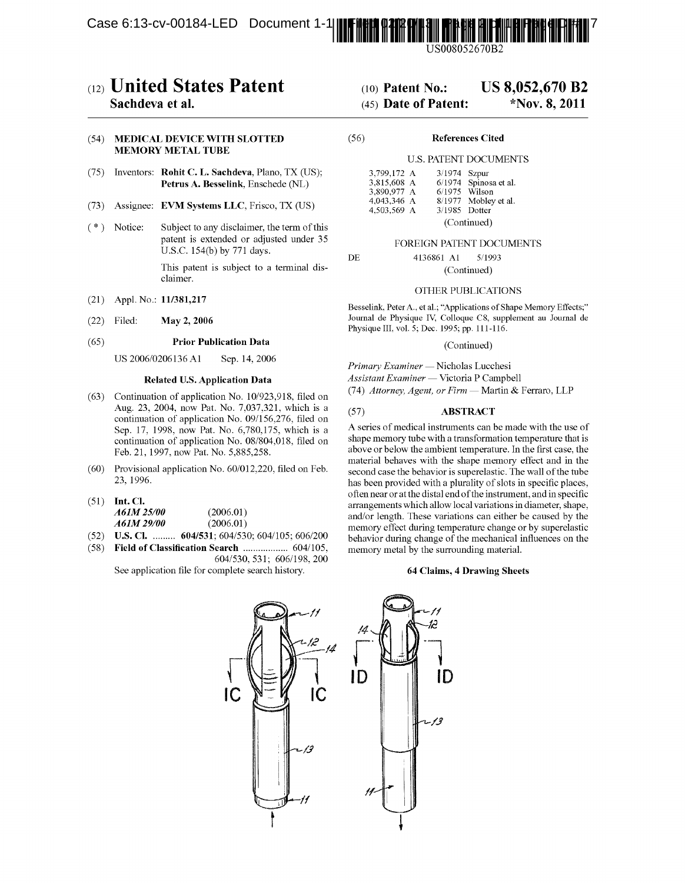# (12) United States Patent
**Sachdeva et al.**

(10) **Patent No.:** **US 8,052,670 B2**

(45) **Date of Patent:** ***Nov. 8, 2011**

(54) **MEDICAL DEVICE WITH SLOTTED MEMORY METAL TUBE**

(75) Inventors: **Rohit C. L. Sachdeva**, Plano, TX (US); **Petrus A. Besselink**, Enschede (NL)

(73) Assignee: **EVM Systems LLC**, Frisco, TX (US)

( * ) Notice: Subject to any disclaimer, the term of this patent is extended or adjusted under 35 U.S.C. 154(b) by 771 days.

This patent is subject to a terminal disclaimer.

(21) Appl. No.: **11/381,217**

(22) Filed: **May 2, 2006**

(65) **Prior Publication Data**

US 2006/0206136 A1 Sep. 14, 2006

**Related U.S. Application Data**

(63) Continuation of application No. 10/923,918, filed on Aug. 23, 2004, now Pat. No. 7,037,321, which is a continuation of application No. 09/156,276, filed on Sep. 17, 1998, now Pat. No. 6,780,175, which is a continuation of application No. 08/804,018, filed on Feb. 21, 1997, now Pat. No. 5,885,258.

(60) Provisional application No. 60/012,220, filed on Feb. 23, 1996.

(51) **Int. Cl.**
*A61M 25/00* (2006.01)
*A61M 29/00* (2006.01)

(52) **U.S. Cl.** ......... **604/531**; 604/530; 604/105; 606/200

(58) **Field of Classification Search** .................. 604/105, 604/530, 531; 606/198, 200

See application file for complete search history.

(56) **References Cited**

U.S. PATENT DOCUMENTS

| | | |
|---|---|---|
| 3,799,172 A | 3/1974 | Szpur |
| 3,815,608 A | 6/1974 | Spinosa et al. |
| 3,890,977 A | 6/1975 | Wilson |
| 4,043,346 A | 8/1977 | Mobley et al. |
| 4,503,569 A | 3/1985 | Dotter |

(Continued)

FOREIGN PATENT DOCUMENTS

DE 4136861 A1 5/1993

(Continued)

OTHER PUBLICATIONS

Besselink, Peter A., et al.; "Applications of Shape Memory Effects;" Journal de Physique IV, Colloque C8, supplement au Journal de Physique III, vol. 5; Dec. 1995; pp. 111-116.

(Continued)

*Primary Examiner* — Nicholas Lucchesi
*Assistant Examiner* — Victoria P Campbell
(74) *Attorney, Agent, or Firm* — Martin & Ferraro, LLP

(57) **ABSTRACT**

A series of medical instruments can be made with the use of shape memory tube with a transformation temperature that is above or below the ambient temperature. In the first case, the material behaves with the shape memory effect and in the second case the behavior is superelastic. The wall of the tube has been provided with a plurality of slots in specific places, often near or at the distal end of the instrument, and in specific arrangements which allow local variations in diameter, shape, and/or length. These variations can either be caused by the memory effect during temperature change or by superelastic behavior during change of the mechanical influences on the memory metal by the surrounding material.

**64 Claims, 4 Drawing Sheets**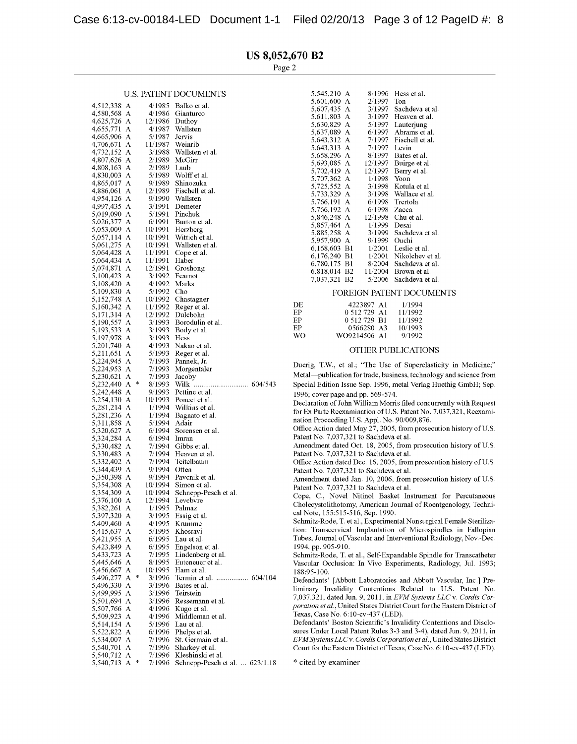US 8,052,670 B2

Page 2

## U.S. PATENT DOCUMENTS

| | | |
|---|---|---|
| 4,512,338 A | 4/1985 | Balko et al. |
| 4,580,568 A | 4/1986 | Gianturco |
| 4,625,726 A | 12/1986 | Duthoy |
| 4,655,771 A | 4/1987 | Wallsten |
| 4,665,906 A | 5/1987 | Jervis |
| 4,706,671 A | 11/1987 | Weinrib |
| 4,732,152 A | 3/1988 | Wallsten et al. |
| 4,807,626 A | 2/1989 | McGirr |
| 4,808,163 A | 2/1989 | Laub |
| 4,830,003 A | 5/1989 | Wolff et al. |
| 4,865,017 A | 9/1989 | Shinozuka |
| 4,886,061 A | 12/1989 | Fischell et al. |
| 4,954,126 A | 9/1990 | Wallsten |
| 4,997,435 A | 3/1991 | Demeter |
| 5,019,090 A | 5/1991 | Pinchuk |
| 5,026,377 A | 6/1991 | Burton et al. |
| 5,053,009 A | 10/1991 | Herzberg |
| 5,057,114 A | 10/1991 | Wittich et al. |
| 5,061,275 A | 10/1991 | Wallsten et al. |
| 5,064,428 A | 11/1991 | Cope et al. |
| 5,064,434 A | 11/1991 | Haber |
| 5,074,871 A | 12/1991 | Groshong |
| 5,100,423 A | 3/1992 | Fearnot |
| 5,108,420 A | 4/1992 | Marks |
| 5,109,830 A | 5/1992 | Cho |
| 5,152,748 A | 10/1992 | Chastagner |
| 5,160,342 A | 11/1992 | Reger et al. |
| 5,171,314 A | 12/1992 | Dulebohn |
| 5,190,557 A | 3/1993 | Borodulin et al. |
| 5,193,533 A | 3/1993 | Body et al. |
| 5,197,978 A | 3/1993 | Hess |
| 5,201,740 A | 4/1993 | Nakao et al. |
| 5,211,651 A | 5/1993 | Reger et al. |
| 5,224,945 A | 7/1993 | Pannek, Jr. |
| 5,224,953 A | 7/1993 | Morgentaler |
| 5,230,621 A | 7/1993 | Jacoby |
| 5,232,440 A * | 8/1993 | Wilk ............................ 604/543 |
| 5,242,448 A | 9/1993 | Pettine et al. |
| 5,254,130 A | 10/1993 | Poncet et al. |
| 5,281,214 A | 1/1994 | Wilkins et al. |
| 5,281,236 A | 1/1994 | Bagnato et al. |
| 5,311,858 A | 5/1994 | Adair |
| 5,320,627 A | 6/1994 | Sorensen et al. |
| 5,324,284 A | 6/1994 | Imran |
| 5,330,482 A | 7/1994 | Gibbs et al. |
| 5,330,483 A | 7/1994 | Heaven et al. |
| 5,332,402 A | 7/1994 | Teitelbaum |
| 5,344,439 A | 9/1994 | Otten |
| 5,350,398 A | 9/1994 | Pavcnik et al. |
| 5,354,308 A | 10/1994 | Simon et al. |
| 5,354,309 A | 10/1994 | Schnepp-Pesch et al. |
| 5,376,100 A | 12/1994 | Levebvre |
| 5,382,261 A | 1/1995 | Palmaz |
| 5,397,320 A | 3/1995 | Essig et al. |
| 5,409,460 A | 4/1995 | Krumme |
| 5,415,637 A | 5/1995 | Khosravi |
| 5,421,955 A | 6/1995 | Lau et al. |
| 5,423,849 A | 6/1995 | Engelson et al. |
| 5,433,723 A | 7/1995 | Lindenberg et al. |
| 5,445,646 A | 8/1995 | Euteneuer et al. |
| 5,456,667 A | 10/1995 | Ham et al. |
| 5,496,277 A * | 3/1996 | Termin et al. ................. 604/104 |
| 5,496,330 A | 3/1996 | Bates et al. |
| 5,499,995 A | 3/1996 | Teirstein |
| 5,501,694 A | 3/1996 | Ressemann et al. |
| 5,507,766 A | 4/1996 | Kugo et al. |
| 5,509,923 A | 4/1996 | Middleman et al. |
| 5,514,154 A | 5/1996 | Lau et al. |
| 5,522,822 A | 6/1996 | Phelps et al. |
| 5,534,007 A | 7/1996 | St. Germain et al. |
| 5,540,701 A | 7/1996 | Sharkey et al. |
| 5,540,712 A | 7/1996 | Kleshinski et al. |
| 5,540,713 A * | 7/1996 | Schnepp-Pesch et al. ... 623/1.18 |
| 5,545,210 A | 8/1996 | Hess et al. |
| 5,601,600 A | 2/1997 | Ton |
| 5,607,435 A | 3/1997 | Sachdeva et al. |
| 5,611,803 A | 3/1997 | Heaven et al. |
| 5,630,829 A | 5/1997 | Lauterjung |
| 5,637,089 A | 6/1997 | Abrams et al. |
| 5,643,312 A | 7/1997 | Fischell et al. |
| 5,643,313 A | 7/1997 | Levin |
| 5,658,296 A | 8/1997 | Bates et al. |
| 5,693,085 A | 12/1997 | Buirge et al. |
| 5,702,419 A | 12/1997 | Berry et al. |
| 5,707,362 A | 1/1998 | Yoon |
| 5,725,552 A | 3/1998 | Kotula et al. |
| 5,733,329 A | 3/1998 | Wallace et al. |
| 5,766,191 A | 6/1998 | Trertola |
| 5,766,192 A | 6/1998 | Zacca |
| 5,846,248 A | 12/1998 | Chu et al. |
| 5,857,464 A | 1/1999 | Desai |
| 5,885,258 A | 3/1999 | Sachdeva et al. |
| 5,957,900 A | 9/1999 | Ouchi |
| 6,168,603 B1 | 1/2001 | Leslie et al. |
| 6,176,240 B1 | 1/2001 | Nikolchev et al. |
| 6,780,175 B1 | 8/2004 | Sachdeva et al. |
| 6,818,014 B2 | 11/2004 | Brown et al. |
| 7,037,321 B2 | 5/2006 | Sachdeva et al. |

## FOREIGN PATENT DOCUMENTS

| | | |
|---|---|---|
| DE | 4223897 A1 | 1/1994 |
| EP | 0 512 729 A1 | 11/1992 |
| EP | 0 512 729 B1 | 11/1992 |
| EP | 0566280 A3 | 10/1993 |
| WO | WO9214506 A1 | 9/1992 |

## OTHER PUBLICATIONS

Duerig, T.W., et al.; "The Use of Superelasticity in Medicine;" Metal—publication for trade, business, technology and science from Special Edition Issue Sep. 1996, metal Verlag Huethig GmbH; Sep. 1996; cover page and pp. 569-574.

Declaration of John William Morris filed concurrently with Request for Ex Parte Reexamination of U.S. Patent No. 7,037,321, Reexamination Proceeding U.S. Appl. No. 90/009,876.

Office Action dated May 27, 2005, from prosecution history of U.S. Patent No. 7,037,321 to Sachdeva et al.

Amendment dated Oct. 18, 2005, from prosecution history of U.S. Patent No. 7,037,321 to Sachdeva et al.

Office Action dated Dec. 16, 2005, from prosecution history of U.S. Patent No. 7,037,321 to Sachdeva et al.

Amendment dated Jan. 10, 2006, from prosecution history of U.S. Patent No. 7,037,321 to Sachdeva et al.

Cope, C., Novel Nitinol Basket Instrument for Percutaneous Cholecystolithotomy, American Journal of Roentgenology, Technical Note, 155:515-516, Sep. 1990.

Schmitz-Rode, T. et al., Experimental Nonsurgical Female Sterilization: Transcervical Implantation of Microspindles in Fallopian Tubes, Journal of Vascular and Interventional Radiology, Nov.-Dec. 1994, pp. 905-910.

Schmitz-Rode, T. et al., Self-Expandable Spindle for Transcatheter Vascular Occlusion: In Vivo Experiments, Radiology, Jul. 1993; 188:95-100.

Defendants' [Abbott Laboratories and Abbott Vascular, Inc.] Preliminary Invalidity Contentions Related to U.S. Patent No. 7,037,321, dated Jun. 9, 2011, in *EVM Systems LLC* v. *Cordis Corporation et al.*, United States District Court for the Eastern District of Texas, Case No. 6:10-cv-437 (LED).

Defendants' Boston Scientific's Invalidity Contentions and Disclosures Under Local Patent Rules 3-3 and 3-4), dated Jun. 9, 2011, in *EVM Systems LLC* v. *Cordis Corporation et al.*, United States District Court for the Eastern District of Texas, Case No. 6:10-cv-437 (LED).

\* cited by examiner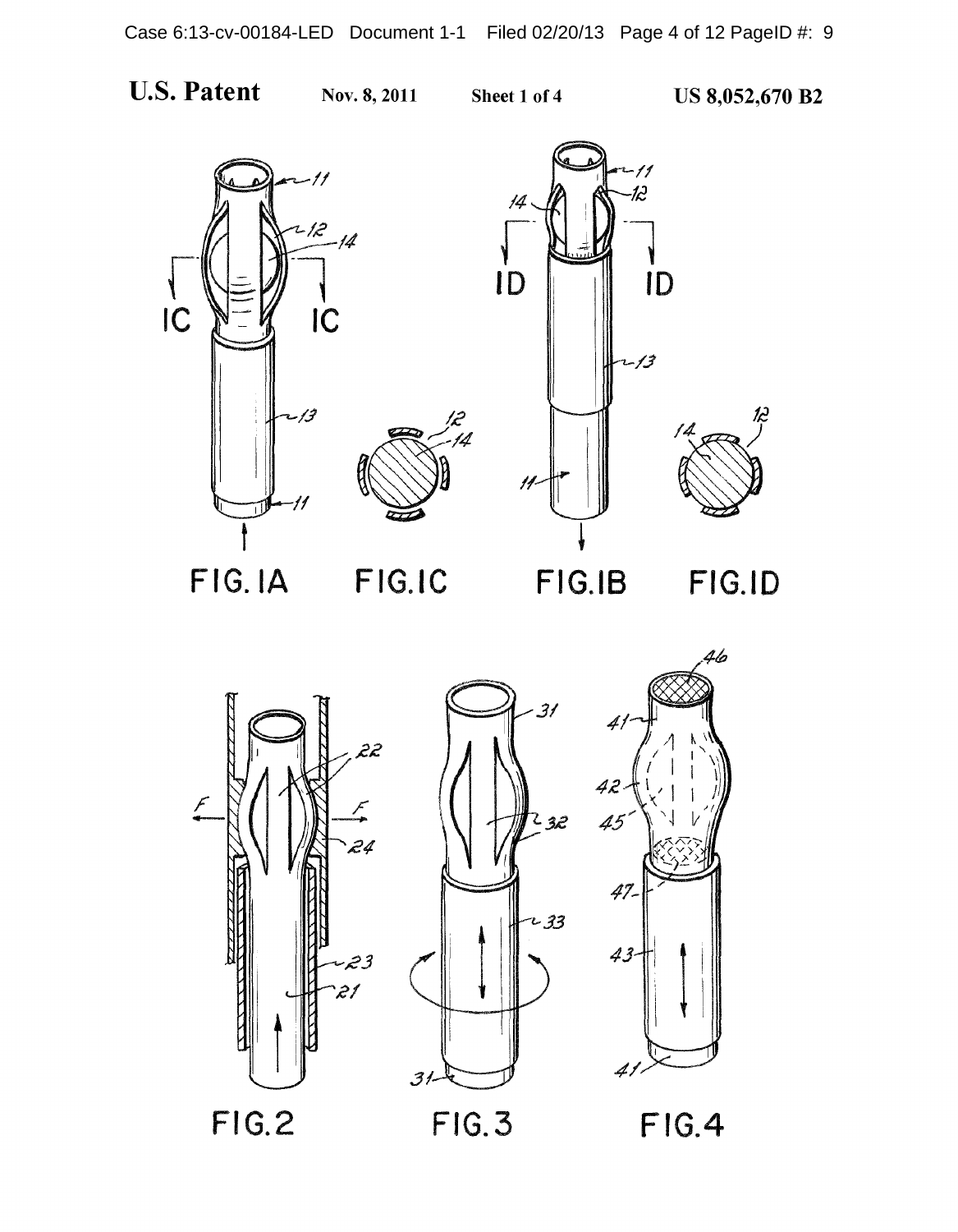**U.S. Patent** Nov. 8, 2011 Sheet 1 of 4 US 8,052,670 B2

FIG. 1A

FIG. 1C

FIG. 1B

FIG. 1D

FIG. 2

FIG. 3

FIG. 4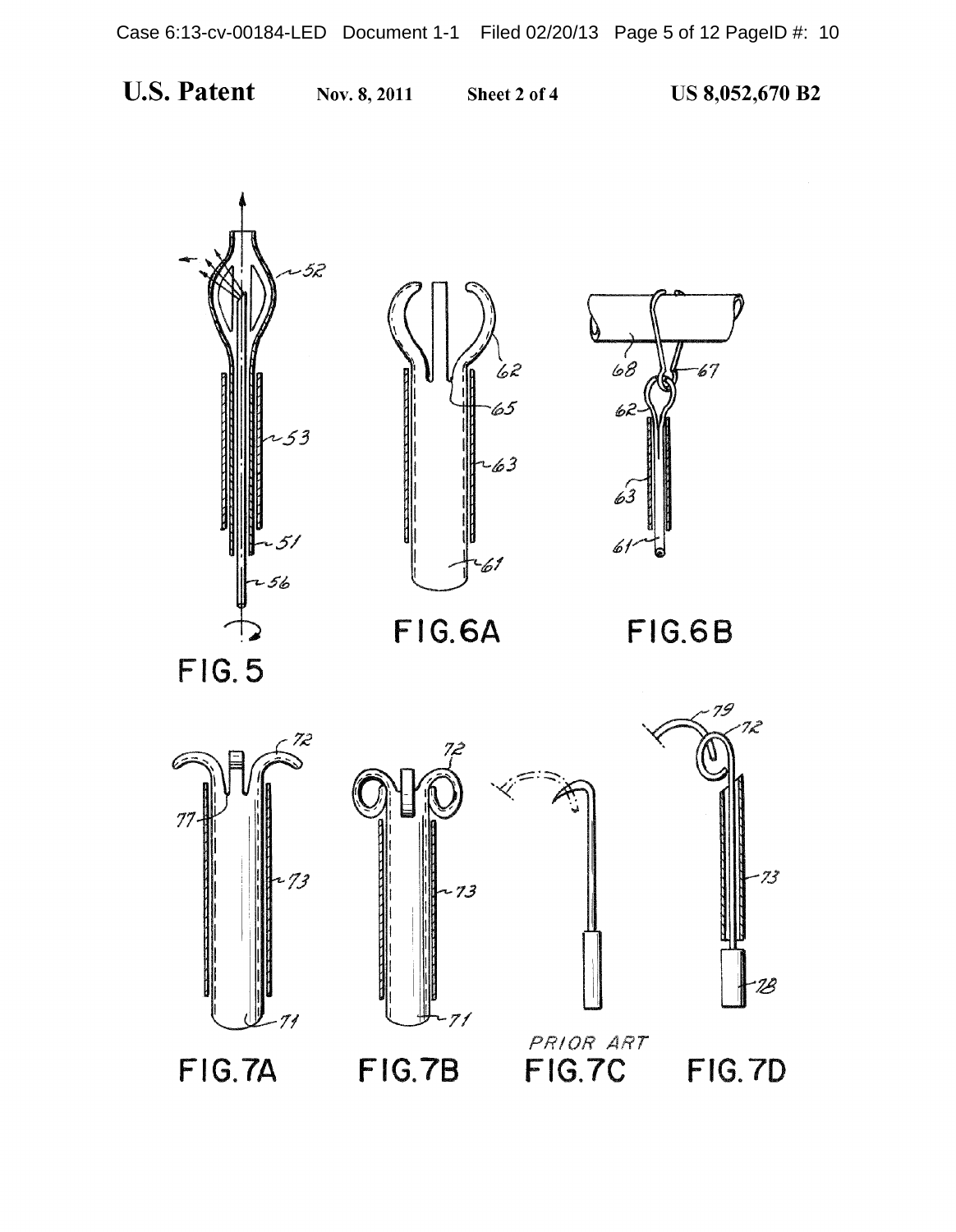**U.S. Patent** Nov. 8, 2011 Sheet 2 of 4 US 8,052,670 B2

FIG. 5

FIG. 6A

FIG. 6B

FIG. 7A

FIG. 7B

PRIOR ART
FIG. 7C

FIG. 7D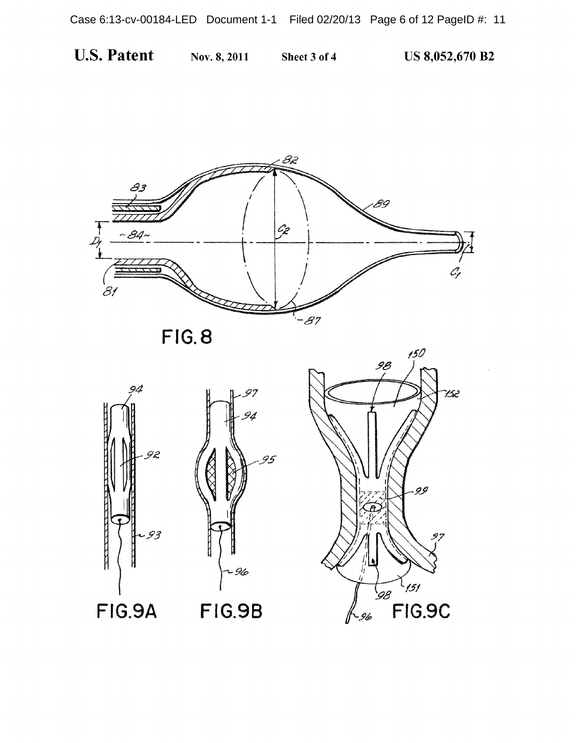U.S. Patent Nov. 8, 2011 Sheet 3 of 4 US 8,052,670 B2

FIG. 8

FIG.9A

FIG.9B

FIG.9C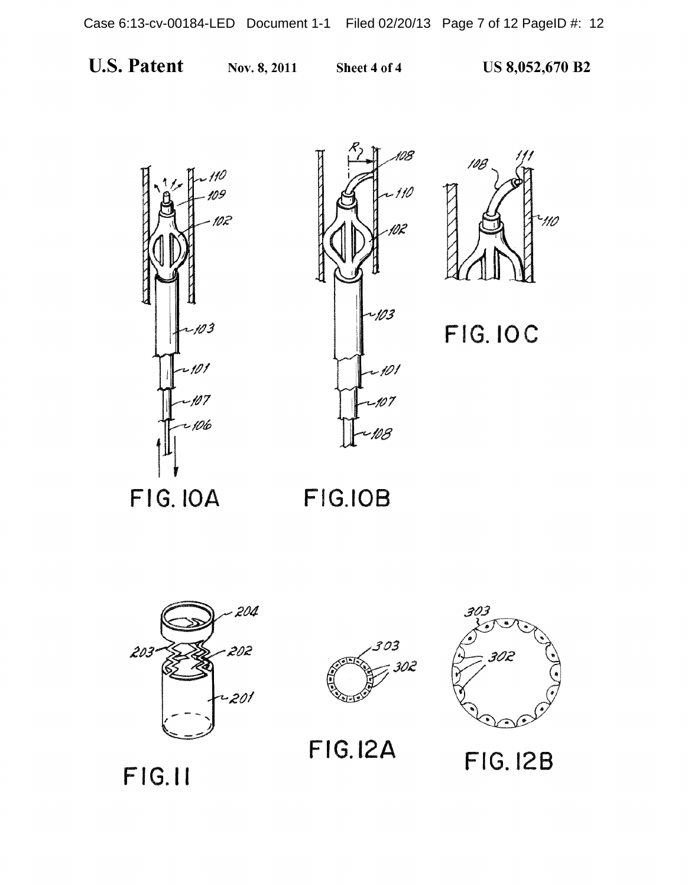U.S. Patent Nov. 8, 2011 Sheet 4 of 4 US 8,052,670 B2

FIG. 10A

FIG. 10B

FIG. 10C

FIG. 11

FIG. 12A

FIG. 12B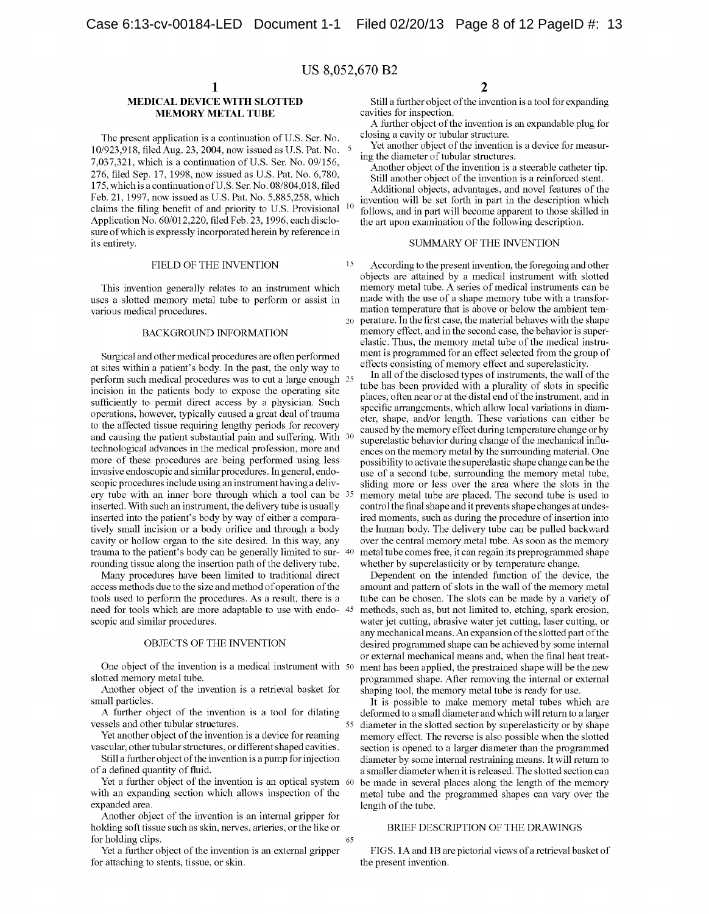US 8,052,670 B2

# MEDICAL DEVICE WITH SLOTTED MEMORY METAL TUBE

The present application is a continuation of U.S. Ser. No. 10/923,918, filed Aug. 23, 2004, now issued as U.S. Pat. No. 7,037,321, which is a continuation of U.S. Ser. No. 09/156,276, filed Sep. 17, 1998, now issued as U.S. Pat. No. 6,780,175, which is a continuation of U.S. Ser. No. 08/804,018, filed Feb. 21, 1997, now issued as U.S. Pat. No. 5,885,258, which claims the filing benefit of and priority to U.S. Provisional Application No. 60/012,220, filed Feb. 23, 1996, each disclosure of which is expressly incorporated herein by reference in its entirety.

## FIELD OF THE INVENTION

This invention generally relates to an instrument which uses a slotted memory metal tube to perform or assist in various medical procedures.

## BACKGROUND INFORMATION

Surgical and other medical procedures are often performed at sites within a patient's body. In the past, the only way to perform such medical procedures was to cut a large enough incision in the patients body to expose the operating site sufficiently to permit direct access by a physician. Such operations, however, typically caused a great deal of trauma to the affected tissue requiring lengthy periods for recovery and causing the patient substantial pain and suffering. With technological advances in the medical profession, more and more of these procedures are being performed using less invasive endoscopic and similar procedures. In general, endoscopic procedures include using an instrument having a delivery tube with an inner bore through which a tool can be inserted. With such an instrument, the delivery tube is usually inserted into the patient's body by way of either a comparatively small incision or a body orifice and through a body cavity or hollow organ to the site desired. In this way, any trauma to the patient's body can be generally limited to surrounding tissue along the insertion path of the delivery tube.

Many procedures have been limited to traditional direct access methods due to the size and method of operation of the tools used to perform the procedures. As a result, there is a need for tools which are more adaptable to use with endoscopic and similar procedures.

## OBJECTS OF THE INVENTION

One object of the invention is a medical instrument with slotted memory metal tube.

Another object of the invention is a retrieval basket for small particles.

A further object of the invention is a tool for dilating vessels and other tubular structures.

Yet another object of the invention is a device for reaming vascular, other tubular structures, or different shaped cavities.

Still a further object of the invention is a pump for injection of a defined quantity of fluid.

Yet a further object of the invention is an optical system with an expanding section which allows inspection of the expanded area.

Another object of the invention is an internal gripper for holding soft tissue such as skin, nerves, arteries, or the like or for holding clips.

Yet a further object of the invention is an external gripper for attaching to stents, tissue, or skin.

Still a further object of the invention is a tool for expanding cavities for inspection.

A further object of the invention is an expandable plug for closing a cavity or tubular structure.

Yet another object of the invention is a device for measuring the diameter of tubular structures.

Another object of the invention is a steerable catheter tip.

Still another object of the invention is a reinforced stent.

Additional objects, advantages, and novel features of the invention will be set forth in part in the description which follows, and in part will become apparent to those skilled in the art upon examination of the following description.

## SUMMARY OF THE INVENTION

According to the present invention, the foregoing and other objects are attained by a medical instrument with slotted memory metal tube. A series of medical instruments can be made with the use of a shape memory tube with a transformation temperature that is above or below the ambient temperature. In the first case, the material behaves with the shape memory effect, and in the second case, the behavior is superelastic. Thus, the memory metal tube of the medical instrument is programmed for an effect selected from the group of effects consisting of memory effect and superelasticity.

In all of the disclosed types of instruments, the wall of the tube has been provided with a plurality of slots in specific places, often near or at the distal end of the instrument, and in specific arrangements, which allow local variations in diameter, shape, and/or length. These variations can either be caused by the memory effect during temperature change or by superelastic behavior during change of the mechanical influences on the memory metal by the surrounding material. One possibility to activate the superelastic shape change can be the use of a second tube, surrounding the memory metal tube, sliding more or less over the area where the slots in the memory metal tube are placed. The second tube is used to control the final shape and it prevents shape changes at undesired moments, such as during the procedure of insertion into the human body. The delivery tube can be pulled backward over the central memory metal tube. As soon as the memory metal tube comes free, it can regain its preprogrammed shape whether by superelasticity or by temperature change.

Dependent on the intended function of the device, the amount and pattern of slots in the wall of the memory metal tube can be chosen. The slots can be made by a variety of methods, such as, but not limited to, etching, spark erosion, water jet cutting, abrasive water jet cutting, laser cutting, or any mechanical means. An expansion of the slotted part of the desired programmed shape can be achieved by some internal or external mechanical means and, when the final heat treatment has been applied, the prestrained shape will be the new programmed shape. After removing the internal or external shaping tool, the memory metal tube is ready for use.

It is possible to make memory metal tubes which are deformed to a small diameter and which will return to a larger diameter in the slotted section by superelasticity or by shape memory effect. The reverse is also possible when the slotted section is opened to a larger diameter than the programmed diameter by some internal restraining means. It will return to a smaller diameter when it is released. The slotted section can be made in several places along the length of the memory metal tube and the programmed shapes can vary over the length of the tube.

## BRIEF DESCRIPTION OF THE DRAWINGS

FIGS. 1A and 1B are pictorial views of a retrieval basket of the present invention.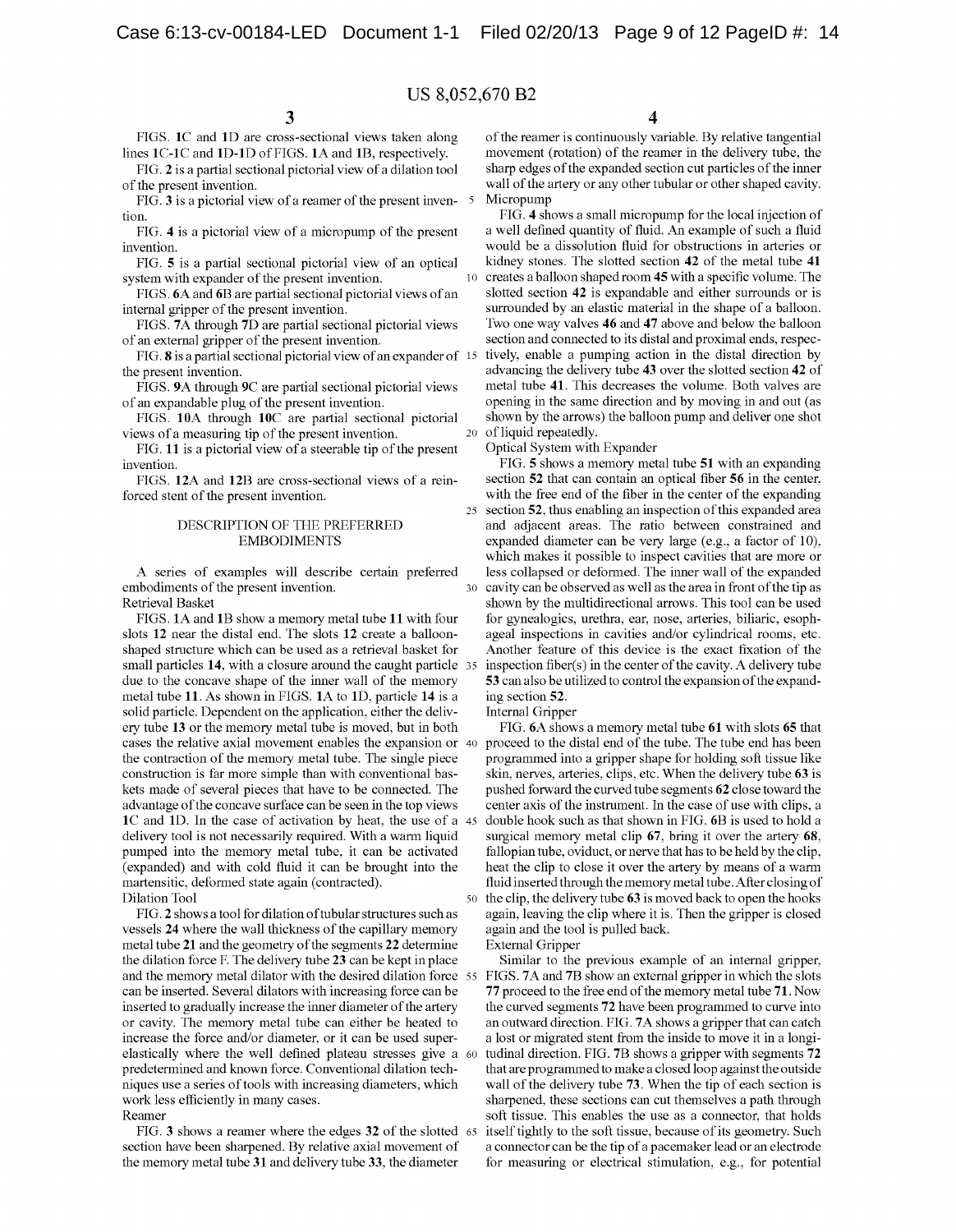FIGS. **1**C and **1**D are cross-sectional views taken along lines 1C-1C and 1D-1D of FIGS. **1**A and **1**B, respectively.

FIG. **2** is a partial sectional pictorial view of a dilation tool of the present invention.

FIG. **3** is a pictorial view of a reamer of the present invention.

FIG. **4** is a pictorial view of a micropump of the present invention.

FIG. **5** is a partial sectional pictorial view of an optical system with expander of the present invention.

FIGS. **6**A and **6**B are partial sectional pictorial views of an internal gripper of the present invention.

FIGS. **7**A through **7**D are partial sectional pictorial views of an external gripper of the present invention.

FIG. **8** is a partial sectional pictorial view of an expander of the present invention.

FIGS. **9**A through **9**C are partial sectional pictorial views of an expandable plug of the present invention.

FIGS. **10**A through **10**C are partial sectional pictorial views of a measuring tip of the present invention.

FIG. **11** is a pictorial view of a steerable tip of the present invention.

FIGS. **12**A and **12**B are cross-sectional views of a reinforced stent of the present invention.

## DESCRIPTION OF THE PREFERRED EMBODIMENTS

A series of examples will describe certain preferred embodiments of the present invention.

### Retrieval Basket

FIGS. **1**A and **1**B show a memory metal tube **11** with four slots **12** near the distal end. The slots **12** create a balloon-shaped structure which can be used as a retrieval basket for small particles **14**, with a closure around the caught particle due to the concave shape of the inner wall of the memory metal tube **11**. As shown in FIGS. **1**A to **1**D, particle **14** is a solid particle. Dependent on the application, either the delivery tube **13** or the memory metal tube is moved, but in both cases the relative axial movement enables the expansion or the contraction of the memory metal tube. The single piece construction is far more simple than with conventional baskets made of several pieces that have to be connected. The advantage of the concave surface can be seen in the top views **1**C and **1**D. In the case of activation by heat, the use of a delivery tool is not necessarily required. With a warm liquid pumped into the memory metal tube, it can be activated (expanded) and with cold fluid it can be brought into the martensitic, deformed state again (contracted).

### Dilation Tool

FIG. **2** shows a tool for dilation of tubular structures such as vessels **24** where the wall thickness of the capillary memory metal tube **21** and the geometry of the segments **22** determine the dilation force F. The delivery tube **23** can be kept in place and the memory metal dilator with the desired dilation force can be inserted. Several dilators with increasing force can be inserted to gradually increase the inner diameter of the artery or cavity. The memory metal tube can either be heated to increase the force and/or diameter, or it can be used superelastically where the well defined plateau stresses give a predetermined and known force. Conventional dilation techniques use a series of tools with increasing diameters, which work less efficiently in many cases.

### Reamer

FIG. **3** shows a reamer where the edges **32** of the slotted section have been sharpened. By relative axial movement of the memory metal tube **31** and delivery tube **33**, the diameter of the reamer is continuously variable. By relative tangential movement (rotation) of the reamer in the delivery tube, the sharp edges of the expanded section cut particles of the inner wall of the artery or any other tubular or other shaped cavity.

### Micropump

FIG. **4** shows a small micropump for the local injection of a well defined quantity of fluid. An example of such a fluid would be a dissolution fluid for obstructions in arteries or kidney stones. The slotted section **42** of the metal tube **41** creates a balloon shaped room **45** with a specific volume. The slotted section **42** is expandable and either surrounds or is surrounded by an elastic material in the shape of a balloon. Two one way valves **46** and **47** above and below the balloon section and connected to its distal and proximal ends, respectively, enable a pumping action in the distal direction by advancing the delivery tube **43** over the slotted section **42** of metal tube **41**. This decreases the volume. Both valves are opening in the same direction and by moving in and out (as shown by the arrows) the balloon pump and deliver one shot of liquid repeatedly.

### Optical System with Expander

FIG. **5** shows a memory metal tube **51** with an expanding section **52** that can contain an optical fiber **56** in the center, with the free end of the fiber in the center of the expanding section **52**, thus enabling an inspection of this expanded area and adjacent areas. The ratio between constrained and expanded diameter can be very large (e.g., a factor of 10), which makes it possible to inspect cavities that are more or less collapsed or deformed. The inner wall of the expanded cavity can be observed as well as the area in front of the tip as shown by the multidirectional arrows. This tool can be used for gynealogics, urethra, ear, nose, arteries, biliaric, esophageal inspections in cavities and/or cylindrical rooms, etc. Another feature of this device is the exact fixation of the inspection fiber(s) in the center of the cavity. A delivery tube **53** can also be utilized to control the expansion of the expanding section **52**.

### Internal Gripper

FIG. **6**A shows a memory metal tube **61** with slots **65** that proceed to the distal end of the tube. The tube end has been programmed into a gripper shape for holding soft tissue like skin, nerves, arteries, clips, etc. When the delivery tube **63** is pushed forward the curved tube segments **62** close toward the center axis of the instrument. In the case of use with clips, a double hook such as that shown in FIG. **6**B is used to hold a surgical memory metal clip **67**, bring it over the artery **68**, fallopian tube, oviduct, or nerve that has to be held by the clip, heat the clip to close it over the artery by means of a warm fluid inserted through the memory metal tube. After closing of the clip, the delivery tube **63** is moved back to open the hooks again, leaving the clip where it is. Then the gripper is closed again and the tool is pulled back.

### External Gripper

Similar to the previous example of an internal gripper, FIGS. **7**A and **7**B show an external gripper in which the slots **77** proceed to the free end of the memory metal tube **71**. Now the curved segments **72** have been programmed to curve into an outward direction. FIG. **7**A shows a gripper that can catch a lost or migrated stent from the inside to move it in a longitudinal direction. FIG. **7**B shows a gripper with segments **72** that are programmed to make a closed loop against the outside wall of the delivery tube **73**. When the tip of each section is sharpened, these sections can cut themselves a path through soft tissue. This enables the use as a connector, that holds itself tightly to the soft tissue, because of its geometry. Such a connector can be the tip of a pacemaker lead or an electrode for measuring or electrical stimulation, e.g., for potential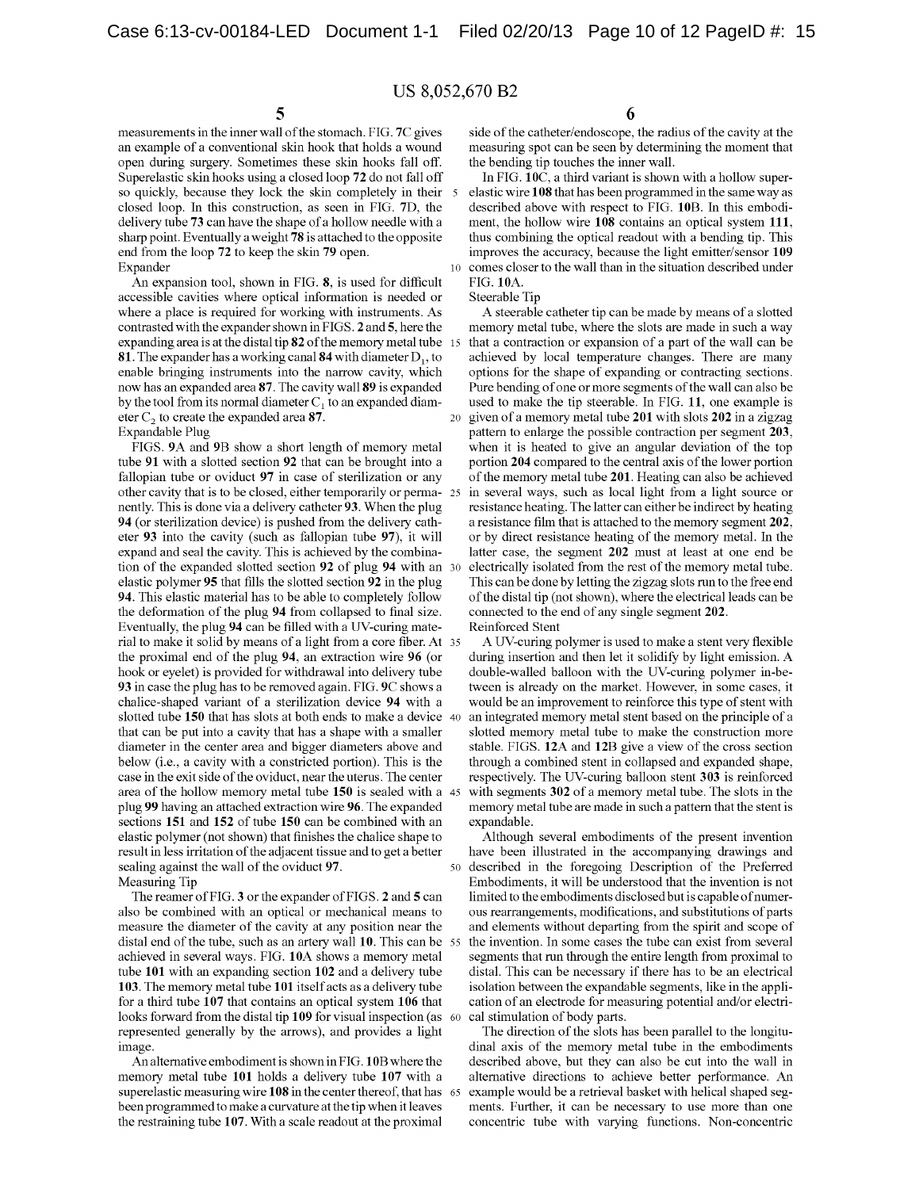measurements in the inner wall of the stomach. FIG. 7C gives an example of a conventional skin hook that holds a wound open during surgery. Sometimes these skin hooks fall off. Superelastic skin hooks using a closed loop **72** do not fall off so quickly, because they lock the skin completely in their closed loop. In this construction, as seen in FIG. 7D, the delivery tube **73** can have the shape of a hollow needle with a sharp point. Eventually a weight **78** is attached to the opposite end from the loop **72** to keep the skin **79** open.

Expander

An expansion tool, shown in FIG. 8, is used for difficult accessible cavities where optical information is needed or where a place is required for working with instruments. As contrasted with the expander shown in FIGS. 2 and 5, here the expanding area is at the distal tip **82** of the memory metal tube **81**. The expander has a working canal **84** with diameter $D_1$, to enable bringing instruments into the narrow cavity, which now has an expanded area **87**. The cavity wall **89** is expanded by the tool from its normal diameter $C_1$ to an expanded diameter $C_2$ to create the expanded area **87**.

Expandable Plug

FIGS. 9A and 9B show a short length of memory metal tube **91** with a slotted section **92** that can be brought into a fallopian tube or oviduct **97** in case of sterilization or any other cavity that is to be closed, either temporarily or permanently. This is done via a delivery catheter **93**. When the plug **94** (or sterilization device) is pushed from the delivery catheter **93** into the cavity (such as fallopian tube **97**), it will expand and seal the cavity. This is achieved by the combination of the expanded slotted section **92** of plug **94** with an elastic polymer **95** that fills the slotted section **92** in the plug **94**. This elastic material has to be able to completely follow the deformation of the plug **94** from collapsed to final size. Eventually, the plug **94** can be filled with a UV-curing material to make it solid by means of a light from a core fiber. At the proximal end of the plug **94**, an extraction wire **96** (or hook or eyelet) is provided for withdrawal into delivery tube **93** in case the plug has to be removed again. FIG. 9C shows a chalice-shaped variant of a sterilization device **94** with a slotted tube **150** that has slots at both ends to make a device that can be put into a cavity that has a shape with a smaller diameter in the center area and bigger diameters above and below (i.e., a cavity with a constricted portion). This is the case in the exit side of the oviduct, near the uterus. The center area of the hollow memory metal tube **150** is sealed with a plug **99** having an attached extraction wire **96**. The expanded sections **151** and **152** of tube **150** can be combined with an elastic polymer (not shown) that finishes the chalice shape to result in less irritation of the adjacent tissue and to get a better sealing against the wall of the oviduct **97**.

Measuring Tip

The reamer of FIG. 3 or the expander of FIGS. 2 and 5 can also be combined with an optical or mechanical means to measure the diameter of the cavity at any position near the distal end of the tube, such as an artery wall **10**. This can be achieved in several ways. FIG. 10A shows a memory metal tube **101** with an expanding section **102** and a delivery tube **103**. The memory metal tube **101** itself acts as a delivery tube for a third tube **107** that contains an optical system **106** that looks forward from the distal tip **109** for visual inspection (as represented generally by the arrows), and provides a light image.

An alternative embodiment is shown in FIG. 10B where the memory metal tube **101** holds a delivery tube **107** with a superelastic measuring wire **108** in the center thereof, that has been programmed to make a curvature at the tip when it leaves the restraining tube **107**. With a scale readout at the proximal side of the catheter/endoscope, the radius of the cavity at the measuring spot can be seen by determining the moment that the bending tip touches the inner wall.

In FIG. 10C, a third variant is shown with a hollow superelastic wire **108** that has been programmed in the same way as described above with respect to FIG. 10B. In this embodiment, the hollow wire **108** contains an optical system **111**, thus combining the optical readout with a bending tip. This improves the accuracy, because the light emitter/sensor **109** comes closer to the wall than in the situation described under FIG. 10A.

Steerable Tip

A steerable catheter tip can be made by means of a slotted memory metal tube, where the slots are made in such a way that a contraction or expansion of a part of the wall can be achieved by local temperature changes. There are many options for the shape of expanding or contracting sections. Pure bending of one or more segments of the wall can also be used to make the tip steerable. In FIG. 11, one example is given of a memory metal tube **201** with slots **202** in a zigzag pattern to enlarge the possible contraction per segment **203**, when it is heated to give an angular deviation of the top portion **204** compared to the central axis of the lower portion of the memory metal tube **201**. Heating can also be achieved in several ways, such as local light from a light source or resistance heating. The latter can either be indirect by heating a resistance film that is attached to the memory segment **202**, or by direct resistance heating of the memory metal. In the latter case, the segment **202** must at least at one end be electrically isolated from the rest of the memory metal tube. This can be done by letting the zigzag slots run to the free end of the distal tip (not shown), where the electrical leads can be connected to the end of any single segment **202**.

Reinforced Stent

A UV-curing polymer is used to make a stent very flexible during insertion and then let it solidify by light emission. A double-walled balloon with the UV-curing polymer in-between is already on the market. However, in some cases, it would be an improvement to reinforce this type of stent with an integrated memory metal stent based on the principle of a slotted memory metal tube to make the construction more stable. FIGS. 12A and 12B give a view of the cross section through a combined stent in collapsed and expanded shape, respectively. The UV-curing balloon stent **303** is reinforced with segments **302** of a memory metal tube. The slots in the memory metal tube are made in such a pattern that the stent is expandable.

Although several embodiments of the present invention have been illustrated in the accompanying drawings and described in the foregoing Description of the Preferred Embodiments, it will be understood that the invention is not limited to the embodiments disclosed but is capable of numerous rearrangements, modifications, and substitutions of parts and elements without departing from the spirit and scope of the invention. In some cases the tube can exist from several segments that run through the entire length from proximal to distal. This can be necessary if there has to be an electrical isolation between the expandable segments, like in the application of an electrode for measuring potential and/or electrical stimulation of body parts.

The direction of the slots has been parallel to the longitudinal axis of the memory metal tube in the embodiments described above, but they can also be cut into the wall in alternative directions to achieve better performance. An example would be a retrieval basket with helical shaped segments. Further, it can be necessary to use more than one concentric tube with varying functions. Non-concentric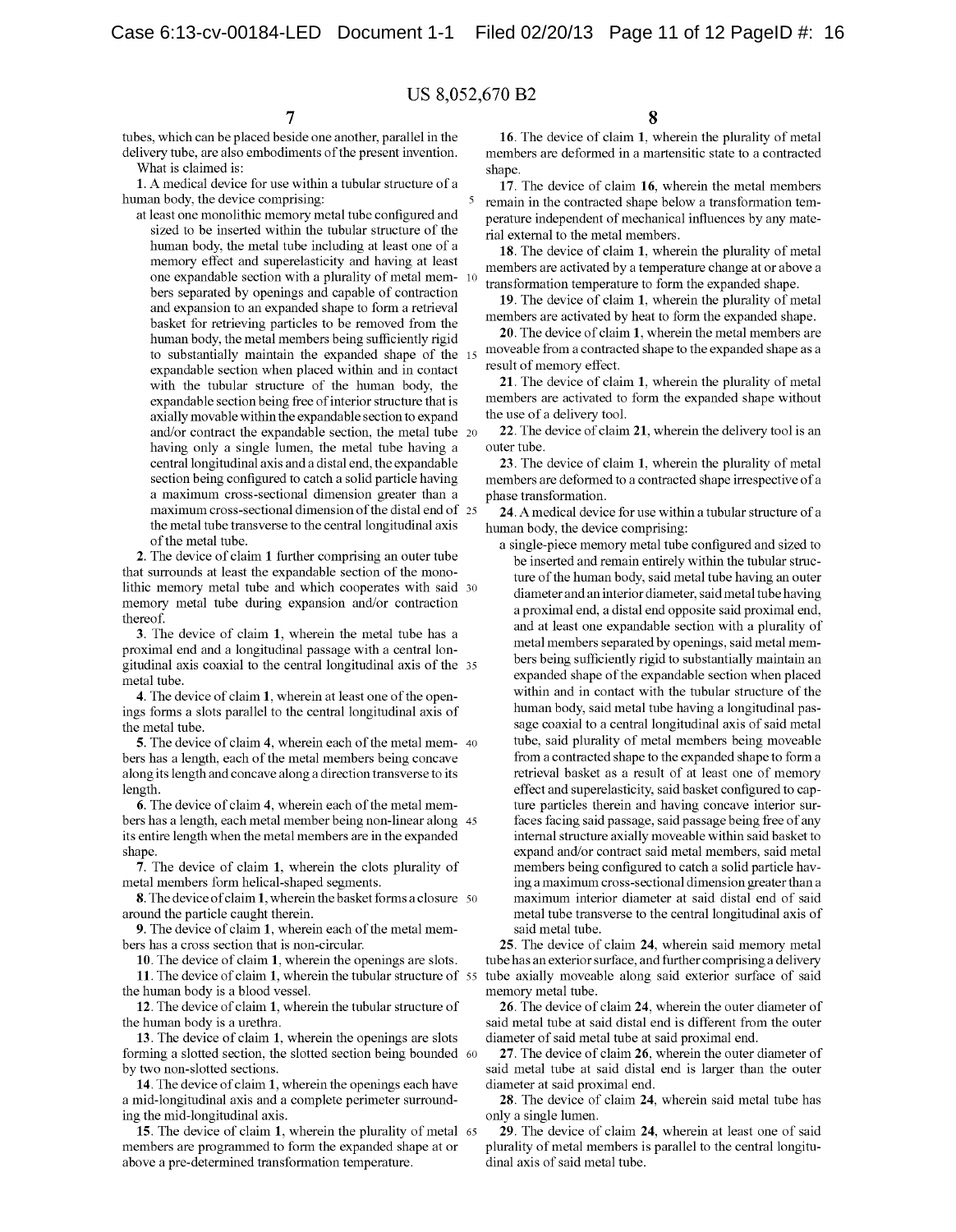US 8,052,670 B2

tubes, which can be placed beside one another, parallel in the delivery tube, are also embodiments of the present invention.

What is claimed is:

1. A medical device for use within a tubular structure of a human body, the device comprising:
   at least one monolithic memory metal tube configured and sized to be inserted within the tubular structure of the human body, the metal tube including at least one of a memory effect and superelasticity and having at least one expandable section with a plurality of metal members separated by openings and capable of contraction and expansion to an expanded shape to form a retrieval basket for retrieving particles to be removed from the human body, the metal members being sufficiently rigid to substantially maintain the expanded shape of the expandable section when placed within and in contact with the tubular structure of the human body, the expandable section being free of interior structure that is axially movable within the expandable section to expand and/or contract the expandable section, the metal tube having only a single lumen, the metal tube having a central longitudinal axis and a distal end, the expandable section being configured to catch a solid particle having a maximum cross-sectional dimension greater than a maximum cross-sectional dimension of the distal end of the metal tube transverse to the central longitudinal axis of the metal tube.

2. The device of claim 1 further comprising an outer tube that surrounds at least the expandable section of the monolithic memory metal tube and which cooperates with said memory metal tube during expansion and/or contraction thereof.

3. The device of claim 1, wherein the metal tube has a proximal end and a longitudinal passage with a central longitudinal axis coaxial to the central longitudinal axis of the metal tube.

4. The device of claim 1, wherein at least one of the openings forms a slots parallel to the central longitudinal axis of the metal tube.

5. The device of claim 4, wherein each of the metal members has a length, each of the metal members being concave along its length and concave along a direction transverse to its length.

6. The device of claim 4, wherein each of the metal members has a length, each metal member being non-linear along its entire length when the metal members are in the expanded shape.

7. The device of claim 1, wherein the clots plurality of metal members form helical-shaped segments.

8. The device of claim 1, wherein the basket forms a closure around the particle caught therein.

9. The device of claim 1, wherein each of the metal members has a cross section that is non-circular.

10. The device of claim 1, wherein the openings are slots.

11. The device of claim 1, wherein the tubular structure of the human body is a blood vessel.

12. The device of claim 1, wherein the tubular structure of the human body is a urethra.

13. The device of claim 1, wherein the openings are slots forming a slotted section, the slotted section being bounded by two non-slotted sections.

14. The device of claim 1, wherein the openings each have a mid-longitudinal axis and a complete perimeter surrounding the mid-longitudinal axis.

15. The device of claim 1, wherein the plurality of metal members are programmed to form the expanded shape at or above a pre-determined transformation temperature.

16. The device of claim 1, wherein the plurality of metal members are deformed in a martensitic state to a contracted shape.

17. The device of claim 16, wherein the metal members remain in the contracted shape below a transformation temperature independent of mechanical influences by any material external to the metal members.

18. The device of claim 1, wherein the plurality of metal members are activated by a temperature change at or above a transformation temperature to form the expanded shape.

19. The device of claim 1, wherein the plurality of metal members are activated by heat to form the expanded shape.

20. The device of claim 1, wherein the metal members are moveable from a contracted shape to the expanded shape as a result of memory effect.

21. The device of claim 1, wherein the plurality of metal members are activated to form the expanded shape without the use of a delivery tool.

22. The device of claim 21, wherein the delivery tool is an outer tube.

23. The device of claim 1, wherein the plurality of metal members are deformed to a contracted shape irrespective of a phase transformation.

24. A medical device for use within a tubular structure of a human body, the device comprising:
   a single-piece memory metal tube configured and sized to be inserted and remain entirely within the tubular structure of the human body, said metal tube having an outer diameter and an interior diameter, said metal tube having a proximal end, a distal end opposite said proximal end, and at least one expandable section with a plurality of metal members separated by openings, said metal members being sufficiently rigid to substantially maintain an expanded shape of the expandable section when placed within and in contact with the tubular structure of the human body, said metal tube having a longitudinal passage coaxial to a central longitudinal axis of said metal tube, said plurality of metal members being moveable from a contracted shape to the expanded shape to form a retrieval basket as a result of at least one of memory effect and superelasticity, said basket configured to capture particles therein and having concave interior surfaces facing said passage, said passage being free of any internal structure axially moveable within said basket to expand and/or contract said metal members, said metal members being configured to catch a solid particle having a maximum cross-sectional dimension greater than a maximum interior diameter at said distal end of said metal tube transverse to the central longitudinal axis of said metal tube.

25. The device of claim 24, wherein said memory metal tube has an exterior surface, and further comprising a delivery tube axially moveable along said exterior surface of said memory metal tube.

26. The device of claim 24, wherein the outer diameter of said metal tube at said distal end is different from the outer diameter of said metal tube at said proximal end.

27. The device of claim 26, wherein the outer diameter of said metal tube at said distal end is larger than the outer diameter at said proximal end.

28. The device of claim 24, wherein said metal tube has only a single lumen.

29. The device of claim 24, wherein at least one of said plurality of metal members is parallel to the central longitudinal axis of said metal tube.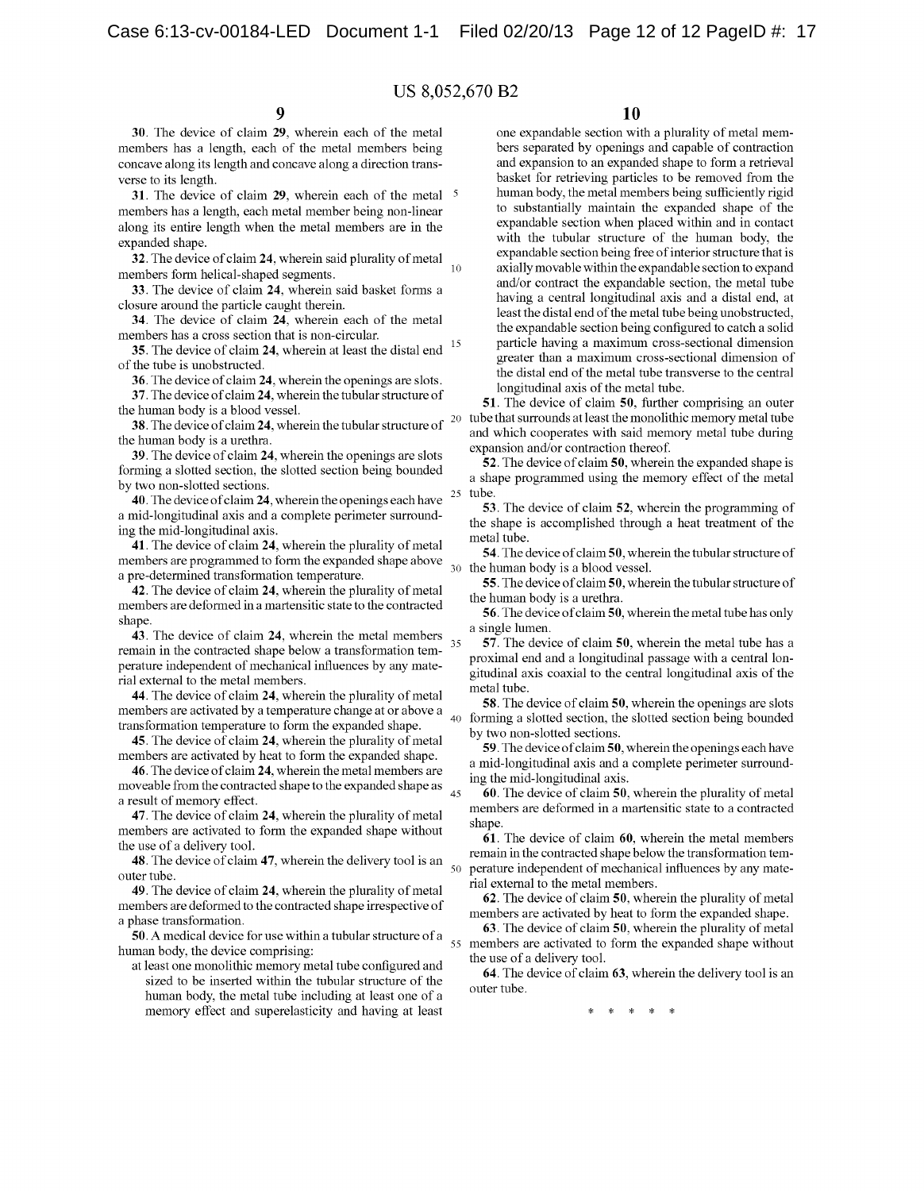30. The device of claim 29, wherein each of the metal members has a length, each of the metal members being concave along its length and concave along a direction transverse to its length.

31. The device of claim 29, wherein each of the metal members has a length, each metal member being non-linear along its entire length when the metal members are in the expanded shape.

32. The device of claim 24, wherein said plurality of metal members form helical-shaped segments.

33. The device of claim 24, wherein said basket forms a closure around the particle caught therein.

34. The device of claim 24, wherein each of the metal members has a cross section that is non-circular.

35. The device of claim 24, wherein at least the distal end of the tube is unobstructed.

36. The device of claim 24, wherein the openings are slots.

37. The device of claim 24, wherein the tubular structure of the human body is a blood vessel.

38. The device of claim 24, wherein the tubular structure of the human body is a urethra.

39. The device of claim 24, wherein the openings are slots forming a slotted section, the slotted section being bounded by two non-slotted sections.

40. The device of claim 24, wherein the openings each have a mid-longitudinal axis and a complete perimeter surrounding the mid-longitudinal axis.

41. The device of claim 24, wherein the plurality of metal members are programmed to form the expanded shape above a pre-determined transformation temperature.

42. The device of claim 24, wherein the plurality of metal members are deformed in a martensitic state to the contracted shape.

43. The device of claim 24, wherein the metal members remain in the contracted shape below a transformation temperature independent of mechanical influences by any material external to the metal members.

44. The device of claim 24, wherein the plurality of metal members are activated by a temperature change at or above a transformation temperature to form the expanded shape.

45. The device of claim 24, wherein the plurality of metal members are activated by heat to form the expanded shape.

46. The device of claim 24, wherein the metal members are moveable from the contracted shape to the expanded shape as a result of memory effect.

47. The device of claim 24, wherein the plurality of metal members are activated to form the expanded shape without the use of a delivery tool.

48. The device of claim 47, wherein the delivery tool is an outer tube.

49. The device of claim 24, wherein the plurality of metal members are deformed to the contracted shape irrespective of a phase transformation.

50. A medical device for use within a tubular structure of a human body, the device comprising:

at least one monolithic memory metal tube configured and sized to be inserted within the tubular structure of the human body, the metal tube including at least one of a memory effect and superelasticity and having at least one expandable section with a plurality of metal members separated by openings and capable of contraction and expansion to an expanded shape to form a retrieval basket for retrieving particles to be removed from the human body, the metal members being sufficiently rigid to substantially maintain the expanded shape of the expandable section when placed within and in contact with the tubular structure of the human body, the expandable section being free of interior structure that is axially movable within the expandable section to expand and/or contract the expandable section, the metal tube having a central longitudinal axis and a distal end, at least the distal end of the metal tube being unobstructed, the expandable section being configured to catch a solid particle having a maximum cross-sectional dimension greater than a maximum cross-sectional dimension of the distal end of the metal tube transverse to the central longitudinal axis of the metal tube.

51. The device of claim 50, further comprising an outer tube that surrounds at least the monolithic memory metal tube and which cooperates with said memory metal tube during expansion and/or contraction thereof.

52. The device of claim 50, wherein the expanded shape is a shape programmed using the memory effect of the metal tube.

53. The device of claim 52, wherein the programming of the shape is accomplished through a heat treatment of the metal tube.

54. The device of claim 50, wherein the tubular structure of the human body is a blood vessel.

55. The device of claim 50, wherein the tubular structure of the human body is a urethra.

56. The device of claim 50, wherein the metal tube has only a single lumen.

57. The device of claim 50, wherein the metal tube has a proximal end and a longitudinal passage with a central longitudinal axis coaxial to the central longitudinal axis of the metal tube.

58. The device of claim 50, wherein the openings are slots forming a slotted section, the slotted section being bounded by two non-slotted sections.

59. The device of claim 50, wherein the openings each have a mid-longitudinal axis and a complete perimeter surrounding the mid-longitudinal axis.

60. The device of claim 50, wherein the plurality of metal members are deformed in a martensitic state to a contracted shape.

61. The device of claim 60, wherein the metal members remain in the contracted shape below the transformation temperature independent of mechanical influences by any material external to the metal members.

62. The device of claim 50, wherein the plurality of metal members are activated by heat to form the expanded shape.

63. The device of claim 50, wherein the plurality of metal members are activated to form the expanded shape without the use of a delivery tool.

64. The device of claim 63, wherein the delivery tool is an outer tube.

* * * * *